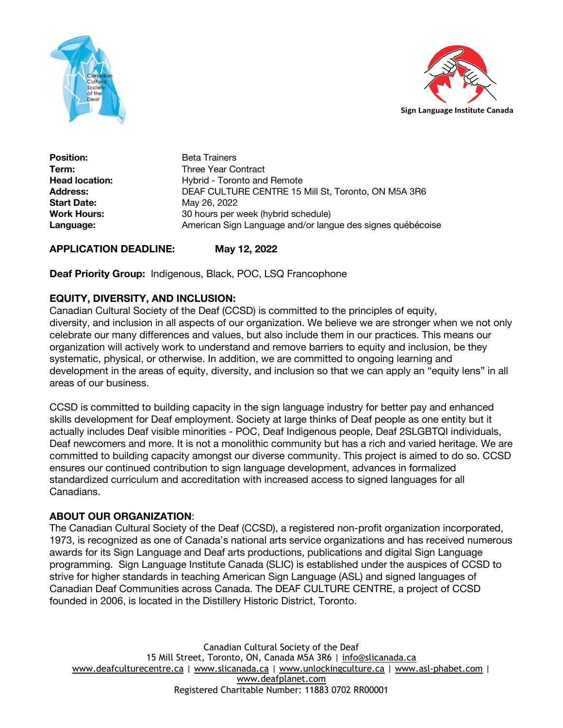| | |
|---|---|
| **Position:** | Beta Trainers |
| **Term:** | Three Year Contract |
| **Head location:** | Hybrid - Toronto and Remote |
| **Address:** | DEAF CULTURE CENTRE 15 Mill St, Toronto, ON M5A 3R6 |
| **Start Date:** | May 26, 2022 |
| **Work Hours:** | 30 hours per week (hybrid schedule) |
| **Language:** | American Sign Language and/or langue des signes québécoise |

**APPLICATION DEADLINE:** **May 12, 2022**

**Deaf Priority Group:** Indigenous, Black, POC, LSQ Francophone

## EQUITY, DIVERSITY, AND INCLUSION:

Canadian Cultural Society of the Deaf (CCSD) is committed to the principles of equity, diversity, and inclusion in all aspects of our organization. We believe we are stronger when we not only celebrate our many differences and values, but also include them in our practices. This means our organization will actively work to understand and remove barriers to equity and inclusion, be they systematic, physical, or otherwise. In addition, we are committed to ongoing learning and development in the areas of equity, diversity, and inclusion so that we can apply an "equity lens" in all areas of our business.

CCSD is committed to building capacity in the sign language industry for better pay and enhanced skills development for Deaf employment. Society at large thinks of Deaf people as one entity but it actually includes Deaf visible minorities - POC, Deaf Indigenous people, Deaf 2SLGBTQI individuals, Deaf newcomers and more. It is not a monolithic community but has a rich and varied heritage. We are committed to building capacity amongst our diverse community. This project is aimed to do so. CCSD ensures our continued contribution to sign language development, advances in formalized standardized curriculum and accreditation with increased access to signed languages for all Canadians.

## ABOUT OUR ORGANIZATION:

The Canadian Cultural Society of the Deaf (CCSD), a registered non-profit organization incorporated, 1973, is recognized as one of Canada's national arts service organizations and has received numerous awards for its Sign Language and Deaf arts productions, publications and digital Sign Language programming. Sign Language Institute Canada (SLIC) is established under the auspices of CCSD to strive for higher standards in teaching American Sign Language (ASL) and signed languages of Canadian Deaf Communities across Canada. The DEAF CULTURE CENTRE, a project of CCSD founded in 2006, is located in the Distillery Historic District, Toronto.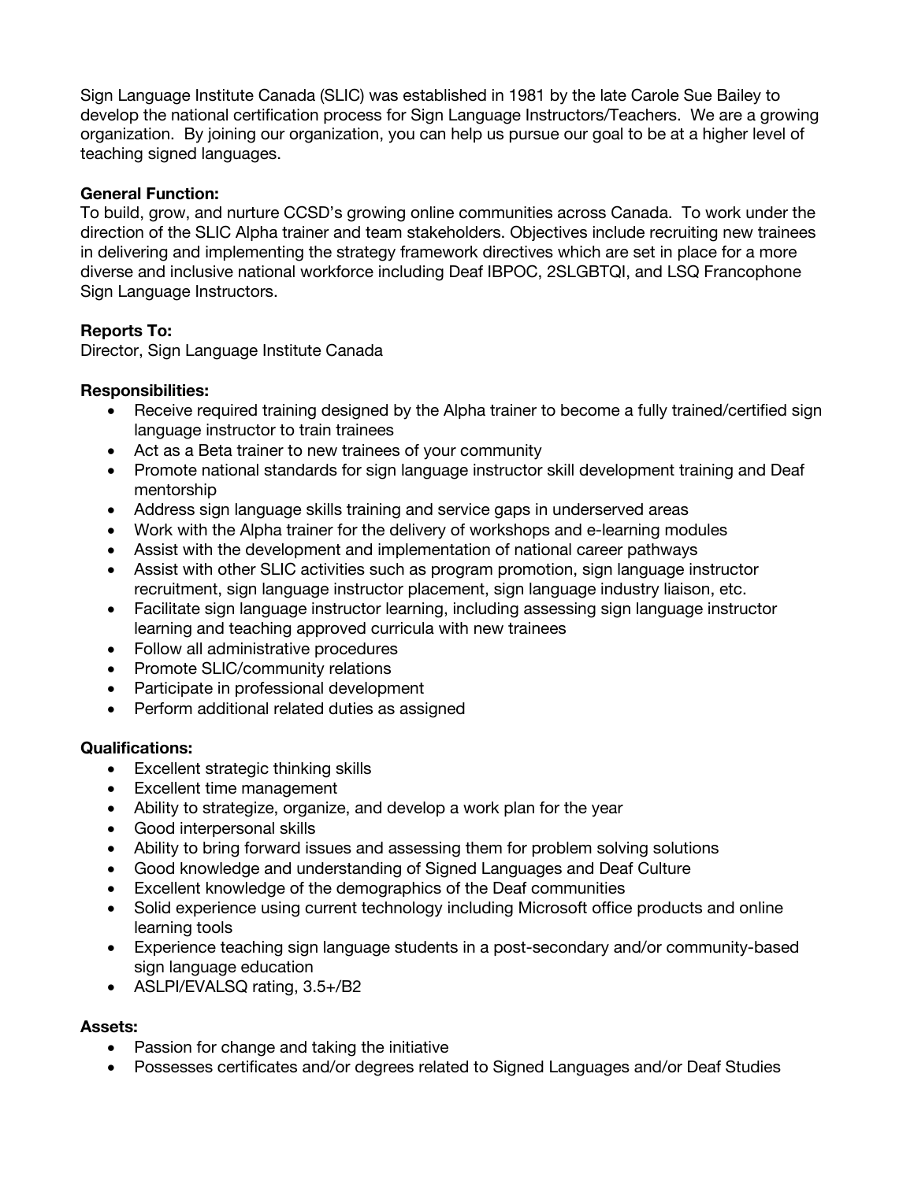Sign Language Institute Canada (SLIC) was established in 1981 by the late Carole Sue Bailey to develop the national certification process for Sign Language Instructors/Teachers. We are a growing organization. By joining our organization, you can help us pursue our goal to be at a higher level of teaching signed languages.

**General Function:**
To build, grow, and nurture CCSD's growing online communities across Canada. To work under the direction of the SLIC Alpha trainer and team stakeholders. Objectives include recruiting new trainees in delivering and implementing the strategy framework directives which are set in place for a more diverse and inclusive national workforce including Deaf IBPOC, 2SLGBTQI, and LSQ Francophone Sign Language Instructors.

**Reports To:**
Director, Sign Language Institute Canada

**Responsibilities:**

- Receive required training designed by the Alpha trainer to become a fully trained/certified sign language instructor to train trainees
- Act as a Beta trainer to new trainees of your community
- Promote national standards for sign language instructor skill development training and Deaf mentorship
- Address sign language skills training and service gaps in underserved areas
- Work with the Alpha trainer for the delivery of workshops and e-learning modules
- Assist with the development and implementation of national career pathways
- Assist with other SLIC activities such as program promotion, sign language instructor recruitment, sign language instructor placement, sign language industry liaison, etc.
- Facilitate sign language instructor learning, including assessing sign language instructor learning and teaching approved curricula with new trainees
- Follow all administrative procedures
- Promote SLIC/community relations
- Participate in professional development
- Perform additional related duties as assigned

**Qualifications:**

- Excellent strategic thinking skills
- Excellent time management
- Ability to strategize, organize, and develop a work plan for the year
- Good interpersonal skills
- Ability to bring forward issues and assessing them for problem solving solutions
- Good knowledge and understanding of Signed Languages and Deaf Culture
- Excellent knowledge of the demographics of the Deaf communities
- Solid experience using current technology including Microsoft office products and online learning tools
- Experience teaching sign language students in a post-secondary and/or community-based sign language education
- ASLPI/EVALSQ rating, 3.5+/B2

**Assets:**

- Passion for change and taking the initiative
- Possesses certificates and/or degrees related to Signed Languages and/or Deaf Studies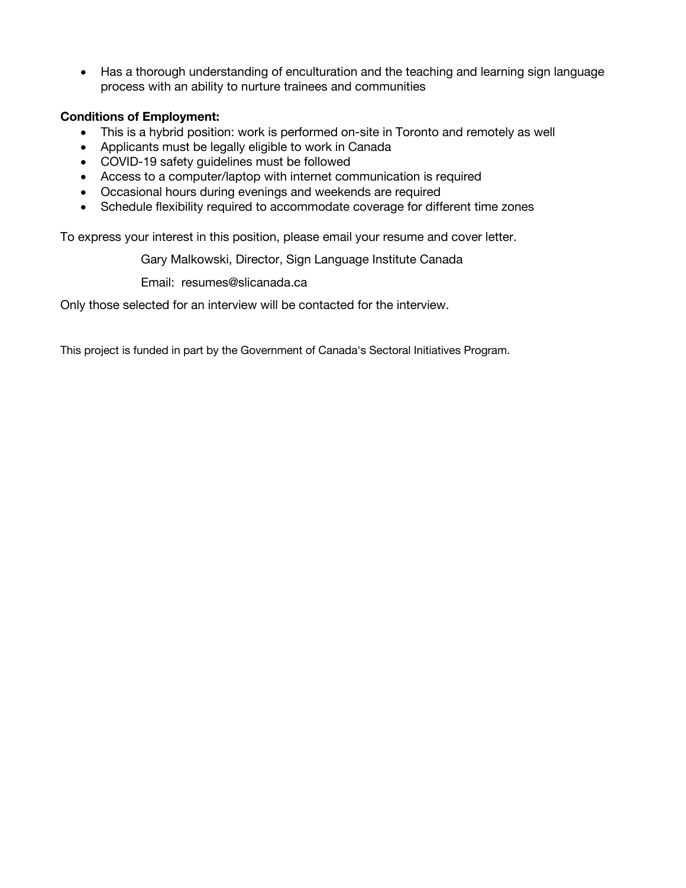- Has a thorough understanding of enculturation and the teaching and learning sign language process with an ability to nurture trainees and communities

**Conditions of Employment:**

- This is a hybrid position: work is performed on-site in Toronto and remotely as well
- Applicants must be legally eligible to work in Canada
- COVID-19 safety guidelines must be followed
- Access to a computer/laptop with internet communication is required
- Occasional hours during evenings and weekends are required
- Schedule flexibility required to accommodate coverage for different time zones

To express your interest in this position, please email your resume and cover letter.

Gary Malkowski, Director, Sign Language Institute Canada

Email: resumes@slicanada.ca

Only those selected for an interview will be contacted for the interview.

This project is funded in part by the Government of Canada's Sectoral Initiatives Program.